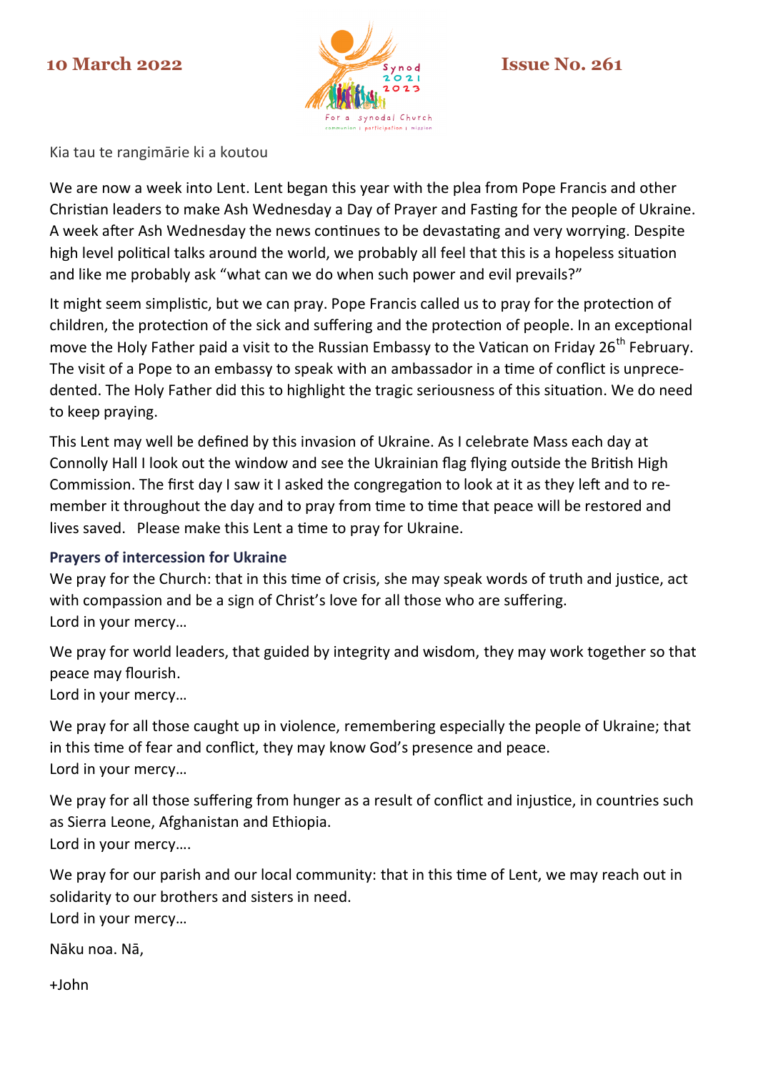10 March 2022 Issue No. 261

Kia tau te rangimārie ki a koutou

We are now a week into Lent. Lent began this year with the plea from Pope Francis and other Christian leaders to make Ash Wednesday a Day of Prayer and Fasting for the people of Ukraine. A week after Ash Wednesday the news continues to be devastating and very worrying. Despite high level political talks around the world, we probably all feel that this is a hopeless situation and like me probably ask "what can we do when such power and evil prevails?"

It might seem simplistic, but we can pray. Pope Francis called us to pray for the protection of children, the protection of the sick and suffering and the protection of people. In an exceptional move the Holy Father paid a visit to the Russian Embassy to the Vatican on Friday 26th February. The visit of a Pope to an embassy to speak with an ambassador in a time of conflict is unprecedented. The Holy Father did this to highlight the tragic seriousness of this situation. We do need to keep praying.

This Lent may well be defined by this invasion of Ukraine. As I celebrate Mass each day at Connolly Hall I look out the window and see the Ukrainian flag flying outside the British High Commission. The first day I saw it I asked the congregation to look at it as they left and to remember it throughout the day and to pray from time to time that peace will be restored and lives saved. Please make this Lent a time to pray for Ukraine.

**Prayers of intercession for Ukraine**

We pray for the Church: that in this time of crisis, she may speak words of truth and justice, act with compassion and be a sign of Christ's love for all those who are suffering.
Lord in your mercy…

We pray for world leaders, that guided by integrity and wisdom, they may work together so that peace may flourish.
Lord in your mercy…

We pray for all those caught up in violence, remembering especially the people of Ukraine; that in this time of fear and conflict, they may know God's presence and peace.
Lord in your mercy…

We pray for all those suffering from hunger as a result of conflict and injustice, in countries such as Sierra Leone, Afghanistan and Ethiopia.
Lord in your mercy….

We pray for our parish and our local community: that in this time of Lent, we may reach out in solidarity to our brothers and sisters in need.
Lord in your mercy…

Nāku noa. Nā,

+John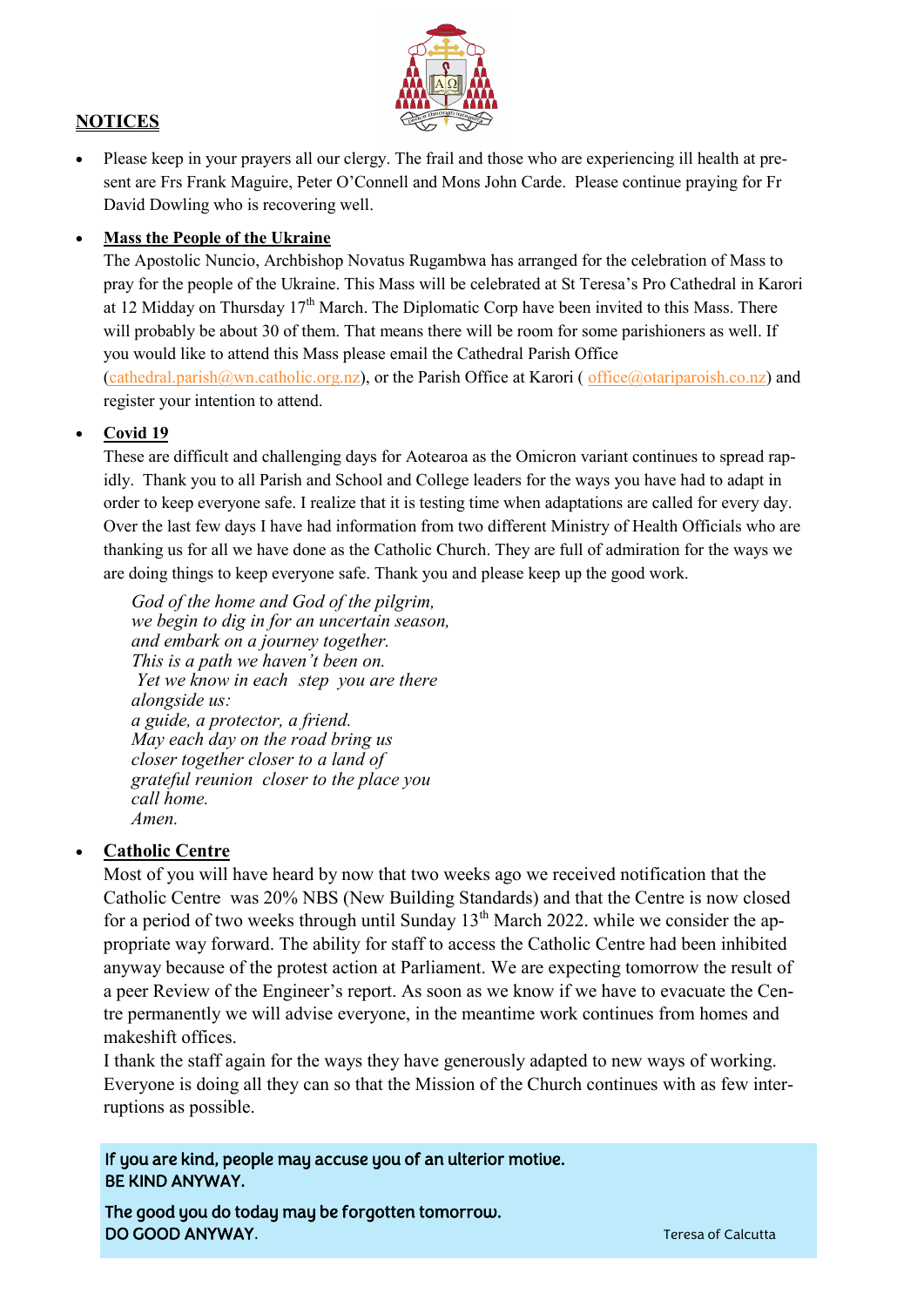## NOTICES

- Please keep in your prayers all our clergy. The frail and those who are experiencing ill health at present are Frs Frank Maguire, Peter O'Connell and Mons John Carde. Please continue praying for Fr David Dowling who is recovering well.

- **Mass the People of the Ukraine**
  The Apostolic Nuncio, Archbishop Novatus Rugambwa has arranged for the celebration of Mass to pray for the people of the Ukraine. This Mass will be celebrated at St Teresa's Pro Cathedral in Karori at 12 Midday on Thursday 17th March. The Diplomatic Corp have been invited to this Mass. There will probably be about 30 of them. That means there will be room for some parishioners as well. If you would like to attend this Mass please email the Cathedral Parish Office (cathedral.parish@wn.catholic.org.nz), or the Parish Office at Karori ( office@otariparoish.co.nz) and register your intention to attend.

- **Covid 19**
  These are difficult and challenging days for Aotearoa as the Omicron variant continues to spread rapidly. Thank you to all Parish and School and College leaders for the ways you have had to adapt in order to keep everyone safe. I realize that it is testing time when adaptations are called for every day. Over the last few days I have had information from two different Ministry of Health Officials who are thanking us for all we have done as the Catholic Church. They are full of admiration for the ways we are doing things to keep everyone safe. Thank you and please keep up the good work.

  *God of the home and God of the pilgrim,*
  *we begin to dig in for an uncertain season,*
  *and embark on a journey together.*
  *This is a path we haven't been on.*
  *Yet we know in each step you are there*
  *alongside us:*
  *a guide, a protector, a friend.*
  *May each day on the road bring us*
  *closer together closer to a land of*
  *grateful reunion closer to the place you*
  *call home.*
  *Amen.*

- **Catholic Centre**
  Most of you will have heard by now that two weeks ago we received notification that the Catholic Centre was 20% NBS (New Building Standards) and that the Centre is now closed for a period of two weeks through until Sunday 13th March 2022. while we consider the appropriate way forward. The ability for staff to access the Catholic Centre had been inhibited anyway because of the protest action at Parliament. We are expecting tomorrow the result of a peer Review of the Engineer's report. As soon as we know if we have to evacuate the Centre permanently we will advise everyone, in the meantime work continues from homes and makeshift offices.
  I thank the staff again for the ways they have generously adapted to new ways of working. Everyone is doing all they can so that the Mission of the Church continues with as few interruptions as possible.

If you are kind, people may accuse you of an ulterior motive.
BE KIND ANYWAY.

The good you do today may be forgotten tomorrow.
DO GOOD ANYWAY.

Teresa of Calcutta